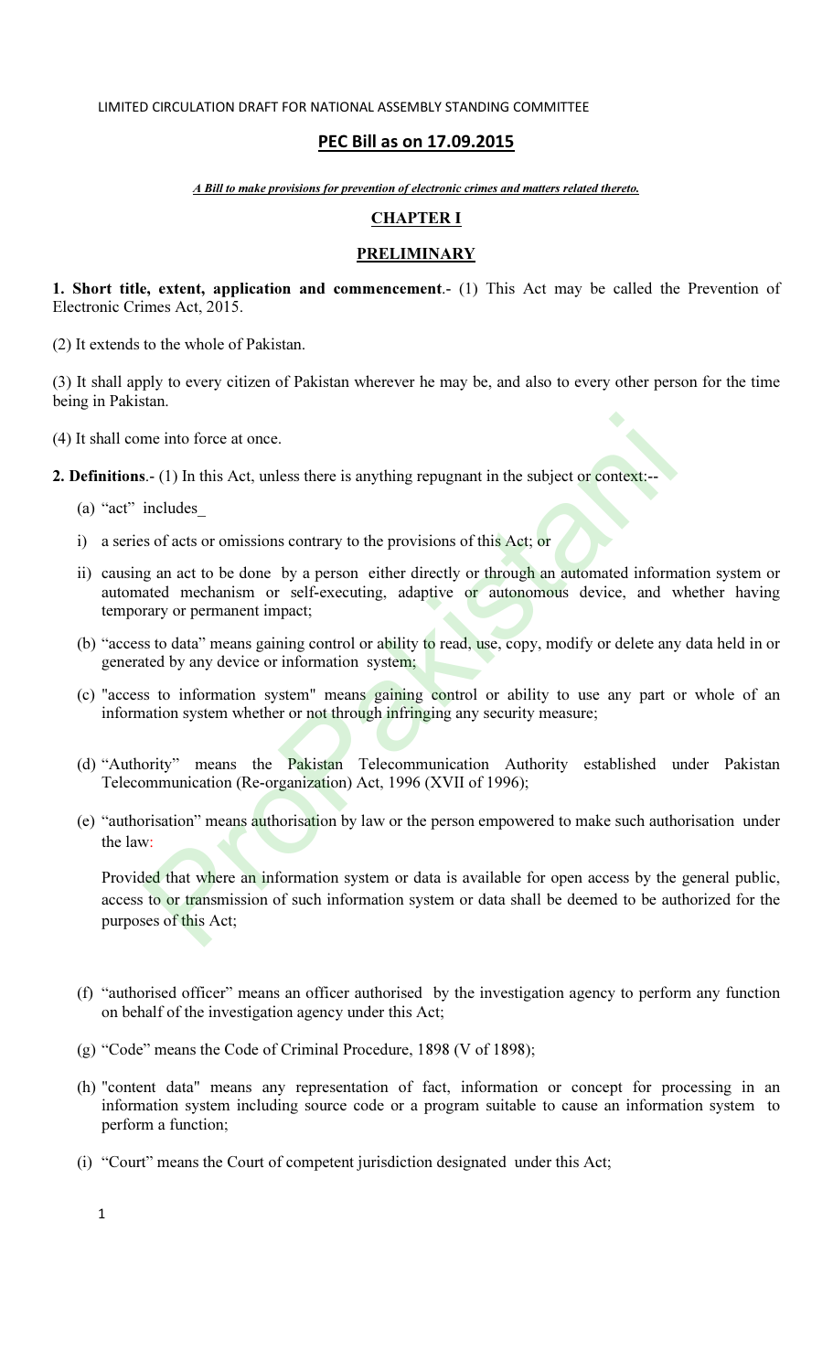LIMITED CIRCULATION DRAFT FOR NATIONAL ASSEMBLY STANDING COMMITTEE

**PEC Bill as on 17.09.2015**

***A Bill to make provisions for prevention of electronic crimes and matters related thereto.***

## CHAPTER I

## PRELIMINARY

**1. Short title, extent, application and commencement**.- (1) This Act may be called the Prevention of Electronic Crimes Act, 2015.

(2) It extends to the whole of Pakistan.

(3) It shall apply to every citizen of Pakistan wherever he may be, and also to every other person for the time being in Pakistan.

(4) It shall come into force at once.

**2. Definitions**.- (1) In this Act, unless there is anything repugnant in the subject or context:--

(a) "act" includes_

i) a series of acts or omissions contrary to the provisions of this Act; or

ii) causing an act to be done by a person either directly or through an automated information system or automated mechanism or self-executing, adaptive or autonomous device, and whether having temporary or permanent impact;

(b) "access to data" means gaining control or ability to read, use, copy, modify or delete any data held in or generated by any device or information system;

(c) "access to information system" means gaining control or ability to use any part or whole of an information system whether or not through infringing any security measure;

(d) "Authority" means the Pakistan Telecommunication Authority established under Pakistan Telecommunication (Re-organization) Act, 1996 (XVII of 1996);

(e) "authorisation" means authorisation by law or the person empowered to make such authorisation under the law:

Provided that where an information system or data is available for open access by the general public, access to or transmission of such information system or data shall be deemed to be authorized for the purposes of this Act;

(f) "authorised officer" means an officer authorised by the investigation agency to perform any function on behalf of the investigation agency under this Act;

(g) "Code" means the Code of Criminal Procedure, 1898 (V of 1898);

(h) "content data" means any representation of fact, information or concept for processing in an information system including source code or a program suitable to cause an information system to perform a function;

(i) "Court" means the Court of competent jurisdiction designated under this Act;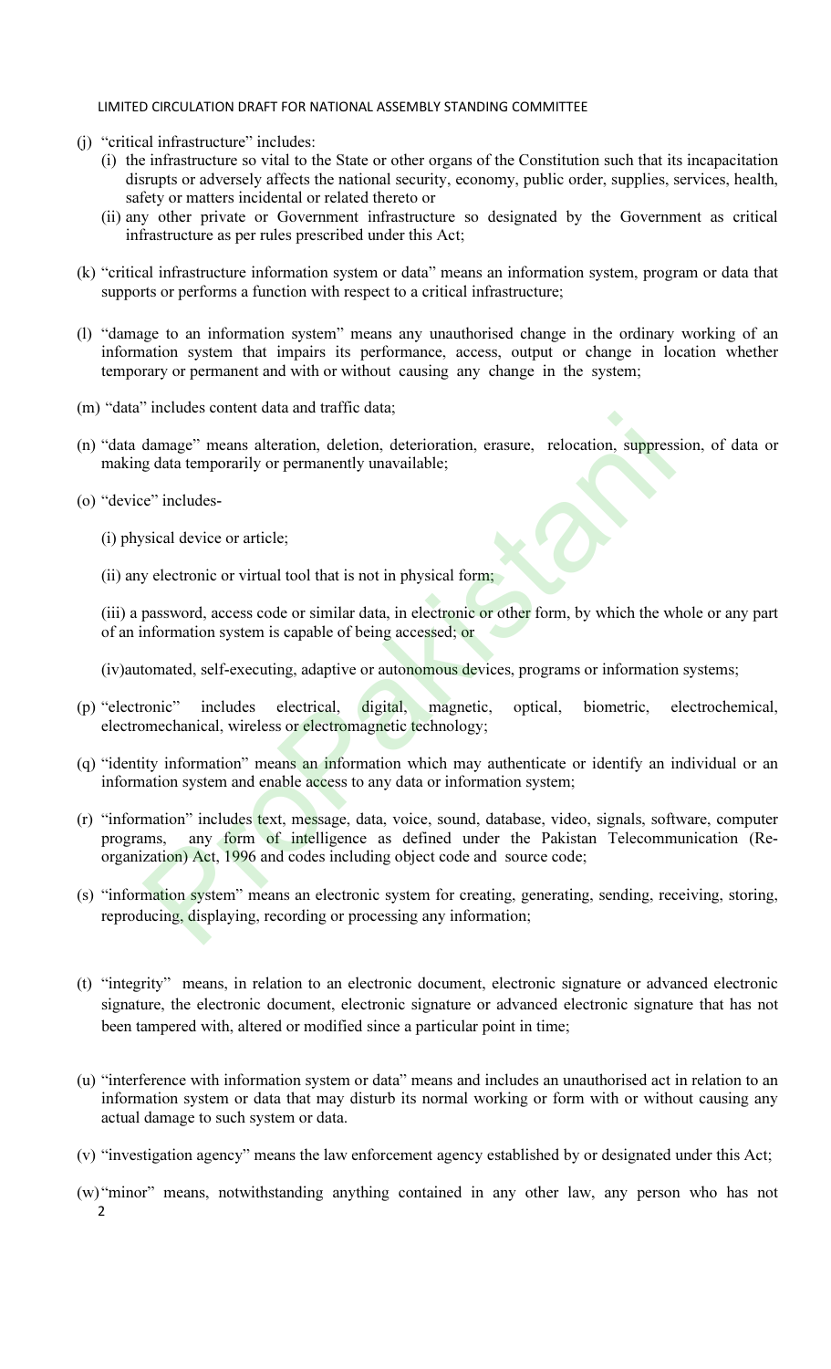- (j) "critical infrastructure" includes:
  - (i) the infrastructure so vital to the State or other organs of the Constitution such that its incapacitation disrupts or adversely affects the national security, economy, public order, supplies, services, health, safety or matters incidental or related thereto or
  - (ii) any other private or Government infrastructure so designated by the Government as critical infrastructure as per rules prescribed under this Act;
- (k) "critical infrastructure information system or data" means an information system, program or data that supports or performs a function with respect to a critical infrastructure;
- (l) "damage to an information system" means any unauthorised change in the ordinary working of an information system that impairs its performance, access, output or change in location whether temporary or permanent and with or without causing any change in the system;
- (m) "data" includes content data and traffic data;
- (n) "data damage" means alteration, deletion, deterioration, erasure, relocation, suppression, of data or making data temporarily or permanently unavailable;
- (o) "device" includes-

  (i) physical device or article;

  (ii) any electronic or virtual tool that is not in physical form;

  (iii) a password, access code or similar data, in electronic or other form, by which the whole or any part of an information system is capable of being accessed; or

  (iv) automated, self-executing, adaptive or autonomous devices, programs or information systems;
- (p) "electronic" includes electrical, digital, magnetic, optical, biometric, electrochemical, electromechanical, wireless or electromagnetic technology;
- (q) "identity information" means an information which may authenticate or identify an individual or an information system and enable access to any data or information system;
- (r) "information" includes text, message, data, voice, sound, database, video, signals, software, computer programs, any form of intelligence as defined under the Pakistan Telecommunication (Re-organization) Act, 1996 and codes including object code and source code;
- (s) "information system" means an electronic system for creating, generating, sending, receiving, storing, reproducing, displaying, recording or processing any information;
- (t) "integrity" means, in relation to an electronic document, electronic signature or advanced electronic signature, the electronic document, electronic signature or advanced electronic signature that has not been tampered with, altered or modified since a particular point in time;
- (u) "interference with information system or data" means and includes an unauthorised act in relation to an information system or data that may disturb its normal working or form with or without causing any actual damage to such system or data.
- (v) "investigation agency" means the law enforcement agency established by or designated under this Act;
- (w) "minor" means, notwithstanding anything contained in any other law, any person who has not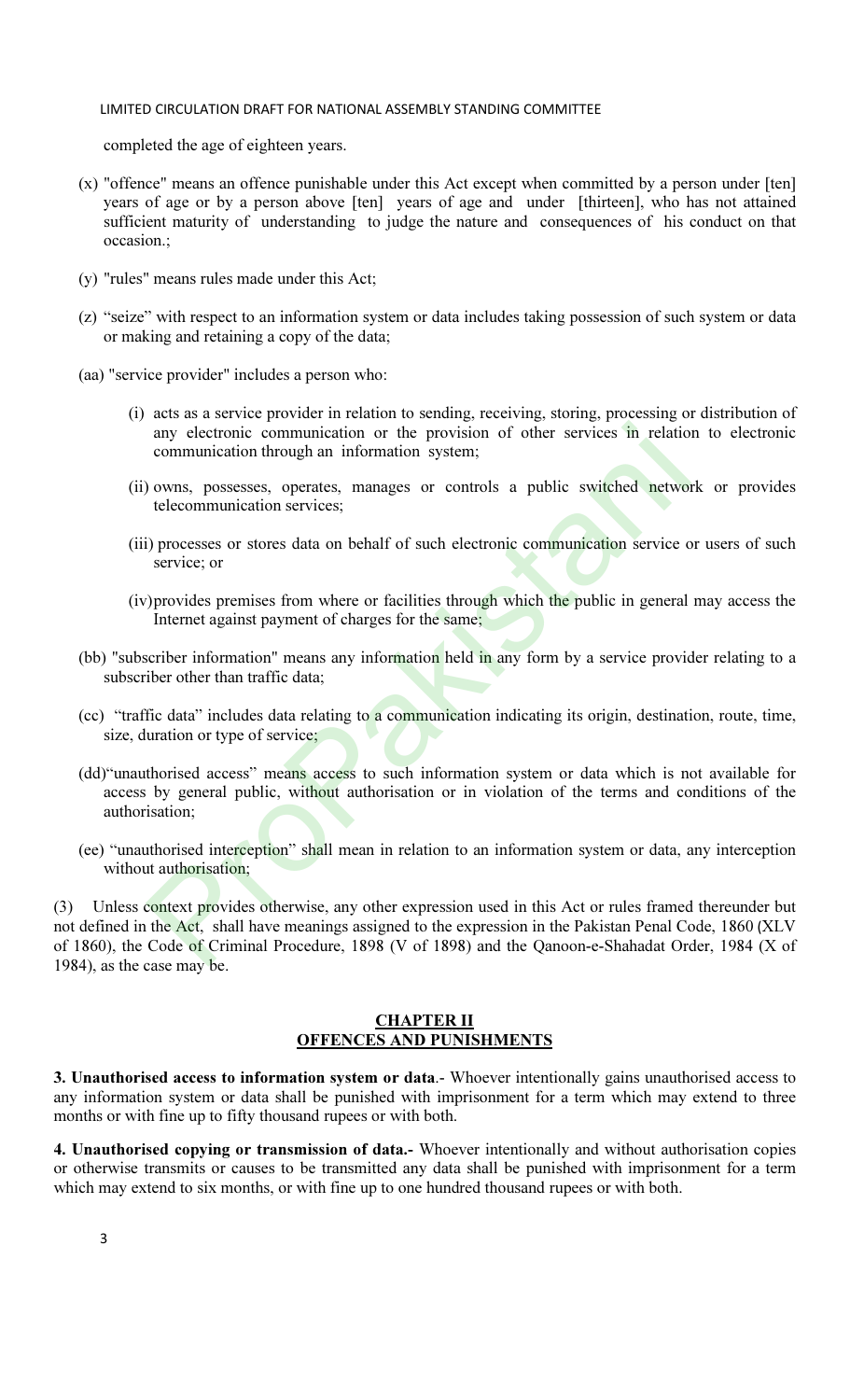completed the age of eighteen years.

(x) "offence" means an offence punishable under this Act except when committed by a person under [ten] years of age or by a person above [ten] years of age and under [thirteen], who has not attained sufficient maturity of understanding to judge the nature and consequences of his conduct on that occasion.;

(y) "rules" means rules made under this Act;

(z) "seize" with respect to an information system or data includes taking possession of such system or data or making and retaining a copy of the data;

(aa) "service provider" includes a person who:

(i) acts as a service provider in relation to sending, receiving, storing, processing or distribution of any electronic communication or the provision of other services in relation to electronic communication through an information system;

(ii) owns, possesses, operates, manages or controls a public switched network or provides telecommunication services;

(iii) processes or stores data on behalf of such electronic communication service or users of such service; or

(iv) provides premises from where or facilities through which the public in general may access the Internet against payment of charges for the same;

(bb) "subscriber information" means any information held in any form by a service provider relating to a subscriber other than traffic data;

(cc) "traffic data" includes data relating to a communication indicating its origin, destination, route, time, size, duration or type of service;

(dd) "unauthorised access" means access to such information system or data which is not available for access by general public, without authorisation or in violation of the terms and conditions of the authorisation;

(ee) "unauthorised interception" shall mean in relation to an information system or data, any interception without authorisation;

(3) Unless context provides otherwise, any other expression used in this Act or rules framed thereunder but not defined in the Act, shall have meanings assigned to the expression in the Pakistan Penal Code, 1860 (XLV of 1860), the Code of Criminal Procedure, 1898 (V of 1898) and the Qanoon-e-Shahadat Order, 1984 (X of 1984), as the case may be.

## CHAPTER II
## OFFENCES AND PUNISHMENTS

**3. Unauthorised access to information system or data**.- Whoever intentionally gains unauthorised access to any information system or data shall be punished with imprisonment for a term which may extend to three months or with fine up to fifty thousand rupees or with both.

**4. Unauthorised copying or transmission of data.-** Whoever intentionally and without authorisation copies or otherwise transmits or causes to be transmitted any data shall be punished with imprisonment for a term which may extend to six months, or with fine up to one hundred thousand rupees or with both.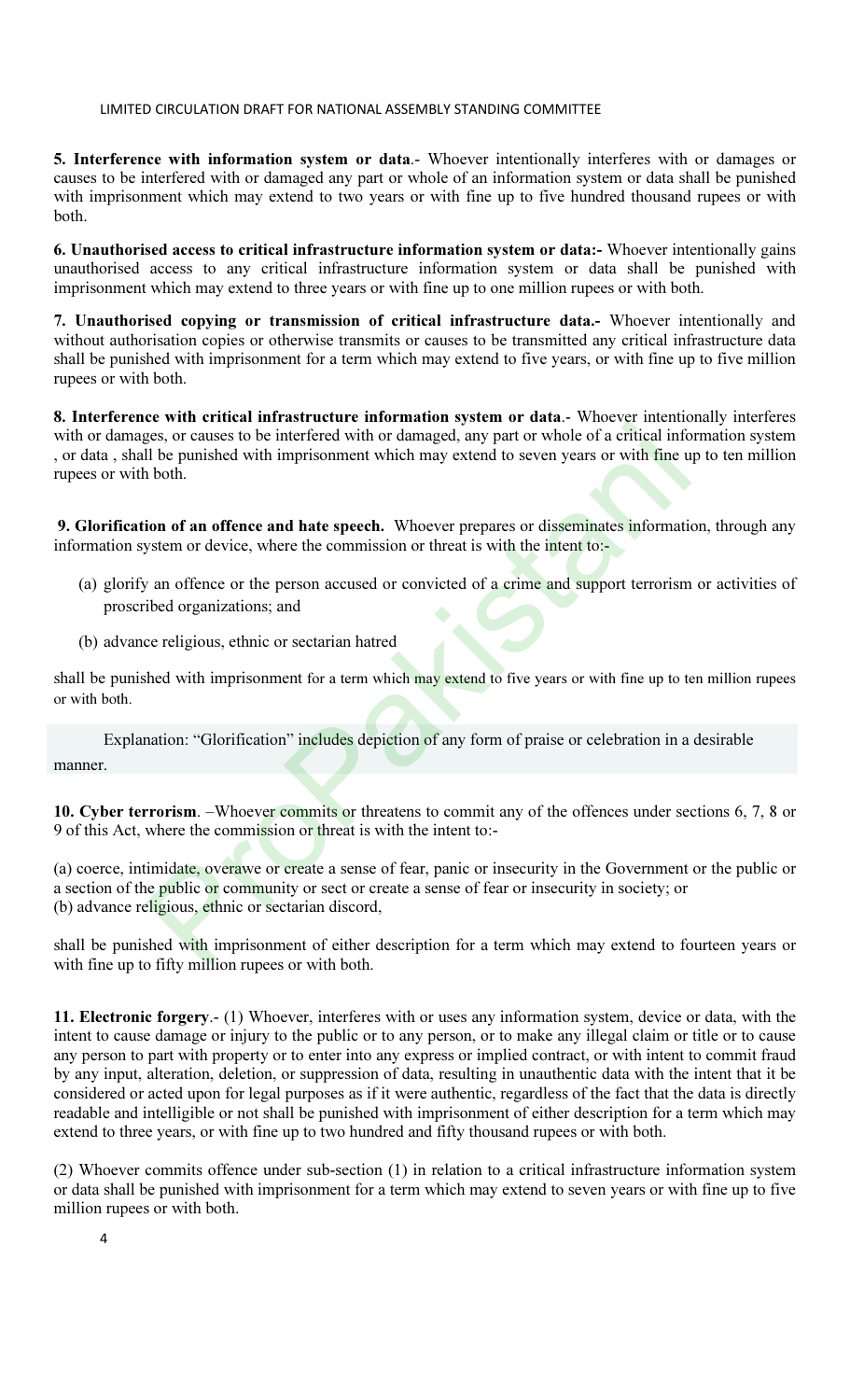**5. Interference with information system or data**.- Whoever intentionally interferes with or damages or causes to be interfered with or damaged any part or whole of an information system or data shall be punished with imprisonment which may extend to two years or with fine up to five hundred thousand rupees or with both.

**6. Unauthorised access to critical infrastructure information system or data:-** Whoever intentionally gains unauthorised access to any critical infrastructure information system or data shall be punished with imprisonment which may extend to three years or with fine up to one million rupees or with both.

**7. Unauthorised copying or transmission of critical infrastructure data.-** Whoever intentionally and without authorisation copies or otherwise transmits or causes to be transmitted any critical infrastructure data shall be punished with imprisonment for a term which may extend to five years, or with fine up to five million rupees or with both.

**8. Interference with critical infrastructure information system or data**.- Whoever intentionally interferes with or damages, or causes to be interfered with or damaged, any part or whole of a critical information system , or data , shall be punished with imprisonment which may extend to seven years or with fine up to ten million rupees or with both.

**9. Glorification of an offence and hate speech.** Whoever prepares or disseminates information, through any information system or device, where the commission or threat is with the intent to:-

(a) glorify an offence or the person accused or convicted of a crime and support terrorism or activities of proscribed organizations; and

(b) advance religious, ethnic or sectarian hatred

shall be punished with imprisonment for a term which may extend to five years or with fine up to ten million rupees or with both.

Explanation: "Glorification" includes depiction of any form of praise or celebration in a desirable manner.

**10. Cyber terrorism**. –Whoever commits or threatens to commit any of the offences under sections 6, 7, 8 or 9 of this Act, where the commission or threat is with the intent to:-

(a) coerce, intimidate, overawe or create a sense of fear, panic or insecurity in the Government or the public or a section of the public or community or sect or create a sense of fear or insecurity in society; or
(b) advance religious, ethnic or sectarian discord,

shall be punished with imprisonment of either description for a term which may extend to fourteen years or with fine up to fifty million rupees or with both.

**11. Electronic forgery**.- (1) Whoever, interferes with or uses any information system, device or data, with the intent to cause damage or injury to the public or to any person, or to make any illegal claim or title or to cause any person to part with property or to enter into any express or implied contract, or with intent to commit fraud by any input, alteration, deletion, or suppression of data, resulting in unauthentic data with the intent that it be considered or acted upon for legal purposes as if it were authentic, regardless of the fact that the data is directly readable and intelligible or not shall be punished with imprisonment of either description for a term which may extend to three years, or with fine up to two hundred and fifty thousand rupees or with both.

(2) Whoever commits offence under sub-section (1) in relation to a critical infrastructure information system or data shall be punished with imprisonment for a term which may extend to seven years or with fine up to five million rupees or with both.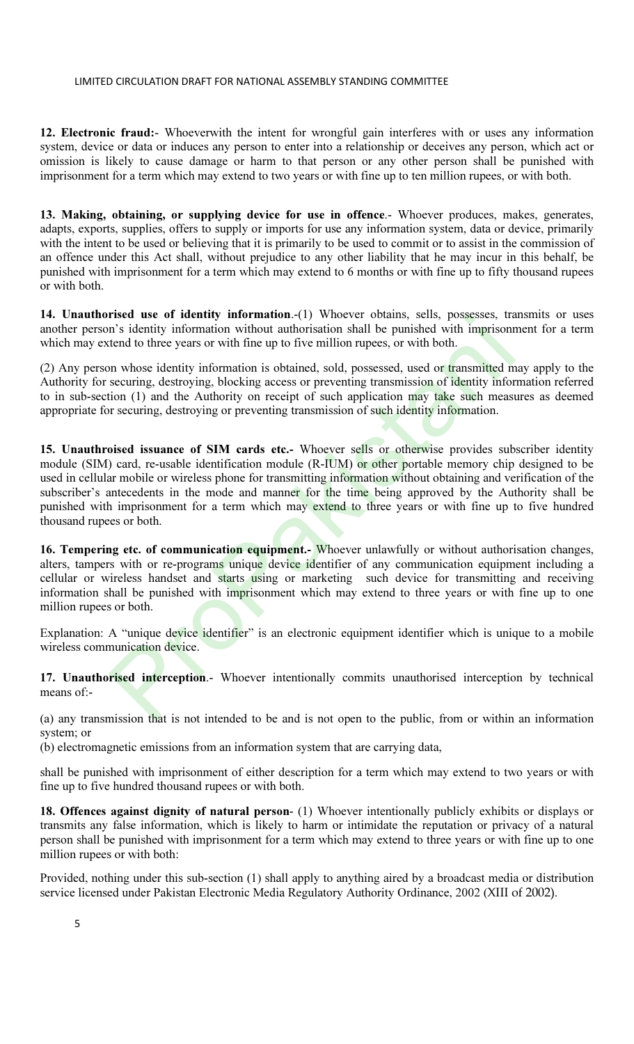**12. Electronic fraud:**- Whoeverwith the intent for wrongful gain interferes with or uses any information system, device or data or induces any person to enter into a relationship or deceives any person, which act or omission is likely to cause damage or harm to that person or any other person shall be punished with imprisonment for a term which may extend to two years or with fine up to ten million rupees, or with both.

**13. Making, obtaining, or supplying device for use in offence**.- Whoever produces, makes, generates, adapts, exports, supplies, offers to supply or imports for use any information system, data or device, primarily with the intent to be used or believing that it is primarily to be used to commit or to assist in the commission of an offence under this Act shall, without prejudice to any other liability that he may incur in this behalf, be punished with imprisonment for a term which may extend to 6 months or with fine up to fifty thousand rupees or with both.

**14. Unauthorised use of identity information**.-(1) Whoever obtains, sells, possesses, transmits or uses another person's identity information without authorisation shall be punished with imprisonment for a term which may extend to three years or with fine up to five million rupees, or with both.

(2) Any person whose identity information is obtained, sold, possessed, used or transmitted may apply to the Authority for securing, destroying, blocking access or preventing transmission of identity information referred to in sub-section (1) and the Authority on receipt of such application may take such measures as deemed appropriate for securing, destroying or preventing transmission of such identity information.

**15. Unauthroised issuance of SIM cards etc.-** Whoever sells or otherwise provides subscriber identity module (SIM) card, re-usable identification module (R-IUM) or other portable memory chip designed to be used in cellular mobile or wireless phone for transmitting information without obtaining and verification of the subscriber's antecedents in the mode and manner for the time being approved by the Authority shall be punished with imprisonment for a term which may extend to three years or with fine up to five hundred thousand rupees or both.

**16. Tempering etc. of communication equipment.-** Whoever unlawfully or without authorisation changes, alters, tampers with or re-programs unique device identifier of any communication equipment including a cellular or wireless handset and starts using or marketing such device for transmitting and receiving information shall be punished with imprisonment which may extend to three years or with fine up to one million rupees or both.

Explanation: A "unique device identifier" is an electronic equipment identifier which is unique to a mobile wireless communication device.

**17. Unauthorised interception**.- Whoever intentionally commits unauthorised interception by technical means of:-

(a) any transmission that is not intended to be and is not open to the public, from or within an information system; or

(b) electromagnetic emissions from an information system that are carrying data,

shall be punished with imprisonment of either description for a term which may extend to two years or with fine up to five hundred thousand rupees or with both.

**18. Offences against dignity of natural person**- (1) Whoever intentionally publicly exhibits or displays or transmits any false information, which is likely to harm or intimidate the reputation or privacy of a natural person shall be punished with imprisonment for a term which may extend to three years or with fine up to one million rupees or with both:

Provided, nothing under this sub-section (1) shall apply to anything aired by a broadcast media or distribution service licensed under Pakistan Electronic Media Regulatory Authority Ordinance, 2002 (XIII of 2002).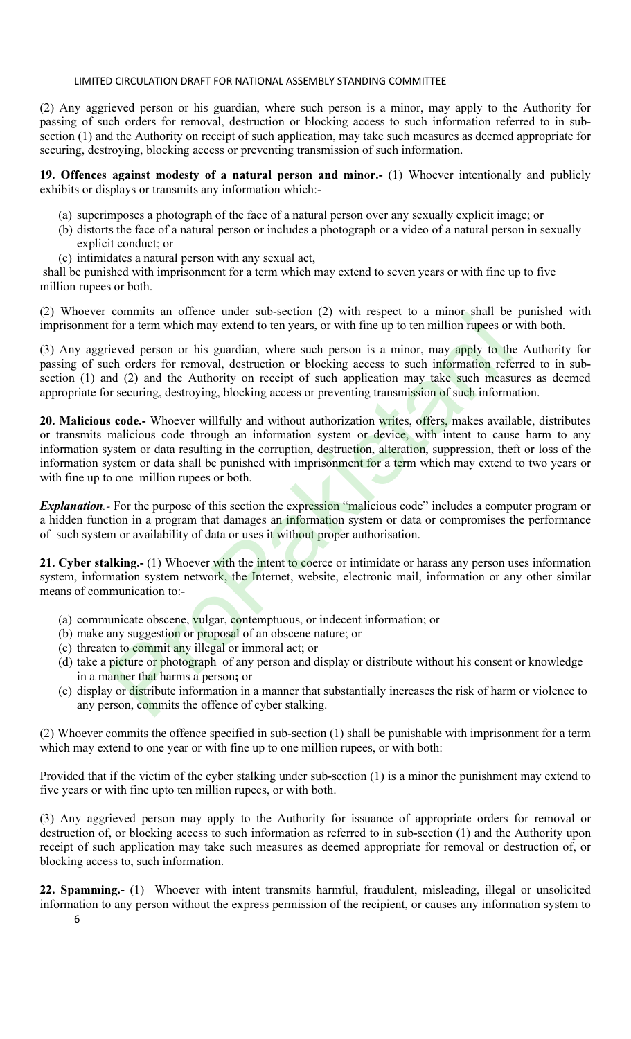(2) Any aggrieved person or his guardian, where such person is a minor, may apply to the Authority for passing of such orders for removal, destruction or blocking access to such information referred to in sub-section (1) and the Authority on receipt of such application, may take such measures as deemed appropriate for securing, destroying, blocking access or preventing transmission of such information.

**19. Offences against modesty of a natural person and minor.-** (1) Whoever intentionally and publicly exhibits or displays or transmits any information which:-

(a) superimposes a photograph of the face of a natural person over any sexually explicit image; or
(b) distorts the face of a natural person or includes a photograph or a video of a natural person in sexually explicit conduct; or
(c) intimidates a natural person with any sexual act,

shall be punished with imprisonment for a term which may extend to seven years or with fine up to five million rupees or both.

(2) Whoever commits an offence under sub-section (2) with respect to a minor shall be punished with imprisonment for a term which may extend to ten years, or with fine up to ten million rupees or with both.

(3) Any aggrieved person or his guardian, where such person is a minor, may apply to the Authority for passing of such orders for removal, destruction or blocking access to such information referred to in sub-section (1) and (2) and the Authority on receipt of such application may take such measures as deemed appropriate for securing, destroying, blocking access or preventing transmission of such information.

**20. Malicious code.-** Whoever willfully and without authorization writes, offers, makes available, distributes or transmits malicious code through an information system or device, with intent to cause harm to any information system or data resulting in the corruption, destruction, alteration, suppression, theft or loss of the information system or data shall be punished with imprisonment for a term which may extend to two years or with fine up to one million rupees or both.

***Explanation**.-* For the purpose of this section the expression "malicious code" includes a computer program or a hidden function in a program that damages an information system or data or compromises the performance of such system or availability of data or uses it without proper authorisation.

**21. Cyber stalking.-** (1) Whoever with the intent to coerce or intimidate or harass any person uses information system, information system network, the Internet, website, electronic mail, information or any other similar means of communication to:-

(a) communicate obscene, vulgar, contemptuous, or indecent information; or
(b) make any suggestion or proposal of an obscene nature; or
(c) threaten to commit any illegal or immoral act; or
(d) take a picture or photograph of any person and display or distribute without his consent or knowledge in a manner that harms a person**;** or
(e) display or distribute information in a manner that substantially increases the risk of harm or violence to any person, commits the offence of cyber stalking.

(2) Whoever commits the offence specified in sub-section (1) shall be punishable with imprisonment for a term which may extend to one year or with fine up to one million rupees, or with both:

Provided that if the victim of the cyber stalking under sub-section (1) is a minor the punishment may extend to five years or with fine upto ten million rupees, or with both.

(3) Any aggrieved person may apply to the Authority for issuance of appropriate orders for removal or destruction of, or blocking access to such information as referred to in sub-section (1) and the Authority upon receipt of such application may take such measures as deemed appropriate for removal or destruction of, or blocking access to, such information.

**22. Spamming.-** (1) Whoever with intent transmits harmful, fraudulent, misleading, illegal or unsolicited information to any person without the express permission of the recipient, or causes any information system to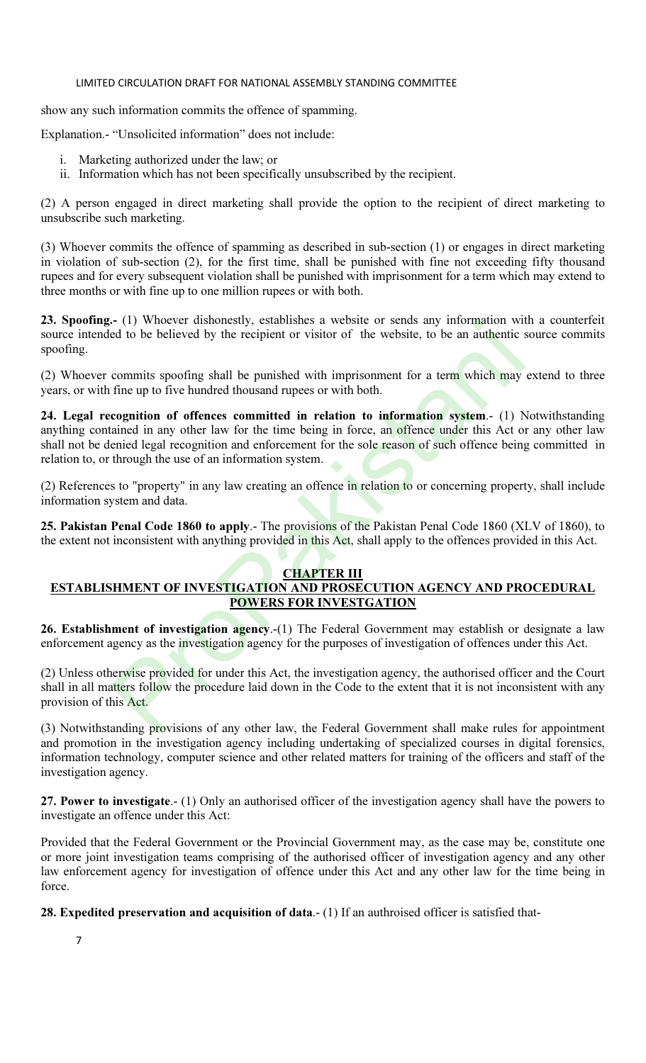show any such information commits the offence of spamming.

Explanation.- "Unsolicited information" does not include:

i. Marketing authorized under the law; or
ii. Information which has not been specifically unsubscribed by the recipient.

(2) A person engaged in direct marketing shall provide the option to the recipient of direct marketing to unsubscribe such marketing.

(3) Whoever commits the offence of spamming as described in sub-section (1) or engages in direct marketing in violation of sub-section (2), for the first time, shall be punished with fine not exceeding fifty thousand rupees and for every subsequent violation shall be punished with imprisonment for a term which may extend to three months or with fine up to one million rupees or with both.

**23. Spoofing.-** (1) Whoever dishonestly, establishes a website or sends any information with a counterfeit source intended to be believed by the recipient or visitor of the website, to be an authentic source commits spoofing.

(2) Whoever commits spoofing shall be punished with imprisonment for a term which may extend to three years, or with fine up to five hundred thousand rupees or with both.

**24. Legal recognition of offences committed in relation to information system**.- (1) Notwithstanding anything contained in any other law for the time being in force, an offence under this Act or any other law shall not be denied legal recognition and enforcement for the sole reason of such offence being committed in relation to, or through the use of an information system.

(2) References to "property" in any law creating an offence in relation to or concerning property, shall include information system and data.

**25. Pakistan Penal Code 1860 to apply**.- The provisions of the Pakistan Penal Code 1860 (XLV of 1860), to the extent not inconsistent with anything provided in this Act, shall apply to the offences provided in this Act.

## CHAPTER III
## ESTABLISHMENT OF INVESTIGATION AND PROSECUTION AGENCY AND PROCEDURAL POWERS FOR INVESTGATION

**26. Establishment of investigation agency**.-(1) The Federal Government may establish or designate a law enforcement agency as the investigation agency for the purposes of investigation of offences under this Act.

(2) Unless otherwise provided for under this Act, the investigation agency, the authorised officer and the Court shall in all matters follow the procedure laid down in the Code to the extent that it is not inconsistent with any provision of this Act.

(3) Notwithstanding provisions of any other law, the Federal Government shall make rules for appointment and promotion in the investigation agency including undertaking of specialized courses in digital forensics, information technology, computer science and other related matters for training of the officers and staff of the investigation agency.

**27. Power to investigate**.- (1) Only an authorised officer of the investigation agency shall have the powers to investigate an offence under this Act:

Provided that the Federal Government or the Provincial Government may, as the case may be, constitute one or more joint investigation teams comprising of the authorised officer of investigation agency and any other law enforcement agency for investigation of offence under this Act and any other law for the time being in force.

**28. Expedited preservation and acquisition of data**.- (1) If an authroised officer is satisfied that-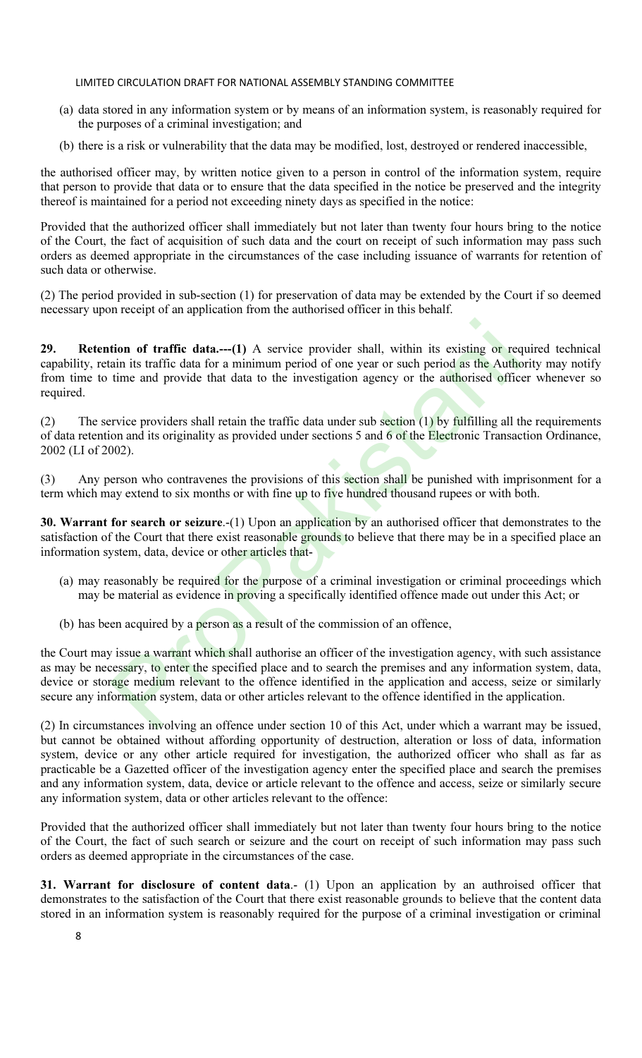(a) data stored in any information system or by means of an information system, is reasonably required for the purposes of a criminal investigation; and

(b) there is a risk or vulnerability that the data may be modified, lost, destroyed or rendered inaccessible,

the authorised officer may, by written notice given to a person in control of the information system, require that person to provide that data or to ensure that the data specified in the notice be preserved and the integrity thereof is maintained for a period not exceeding ninety days as specified in the notice:

Provided that the authorized officer shall immediately but not later than twenty four hours bring to the notice of the Court, the fact of acquisition of such data and the court on receipt of such information may pass such orders as deemed appropriate in the circumstances of the case including issuance of warrants for retention of such data or otherwise.

(2) The period provided in sub-section (1) for preservation of data may be extended by the Court if so deemed necessary upon receipt of an application from the authorised officer in this behalf.

**29. Retention of traffic data.---(1)** A service provider shall, within its existing or required technical capability, retain its traffic data for a minimum period of one year or such period as the Authority may notify from time to time and provide that data to the investigation agency or the authorised officer whenever so required.

(2) The service providers shall retain the traffic data under sub section (1) by fulfilling all the requirements of data retention and its originality as provided under sections 5 and 6 of the Electronic Transaction Ordinance, 2002 (LI of 2002).

(3) Any person who contravenes the provisions of this section shall be punished with imprisonment for a term which may extend to six months or with fine up to five hundred thousand rupees or with both.

**30. Warrant for search or seizure**.-(1) Upon an application by an authorised officer that demonstrates to the satisfaction of the Court that there exist reasonable grounds to believe that there may be in a specified place an information system, data, device or other articles that-

(a) may reasonably be required for the purpose of a criminal investigation or criminal proceedings which may be material as evidence in proving a specifically identified offence made out under this Act; or

(b) has been acquired by a person as a result of the commission of an offence,

the Court may issue a warrant which shall authorise an officer of the investigation agency, with such assistance as may be necessary, to enter the specified place and to search the premises and any information system, data, device or storage medium relevant to the offence identified in the application and access, seize or similarly secure any information system, data or other articles relevant to the offence identified in the application.

(2) In circumstances involving an offence under section 10 of this Act, under which a warrant may be issued, but cannot be obtained without affording opportunity of destruction, alteration or loss of data, information system, device or any other article required for investigation, the authorized officer who shall as far as practicable be a Gazetted officer of the investigation agency enter the specified place and search the premises and any information system, data, device or article relevant to the offence and access, seize or similarly secure any information system, data or other articles relevant to the offence:

Provided that the authorized officer shall immediately but not later than twenty four hours bring to the notice of the Court, the fact of such search or seizure and the court on receipt of such information may pass such orders as deemed appropriate in the circumstances of the case.

**31. Warrant for disclosure of content data**.- (1) Upon an application by an authroised officer that demonstrates to the satisfaction of the Court that there exist reasonable grounds to believe that the content data stored in an information system is reasonably required for the purpose of a criminal investigation or criminal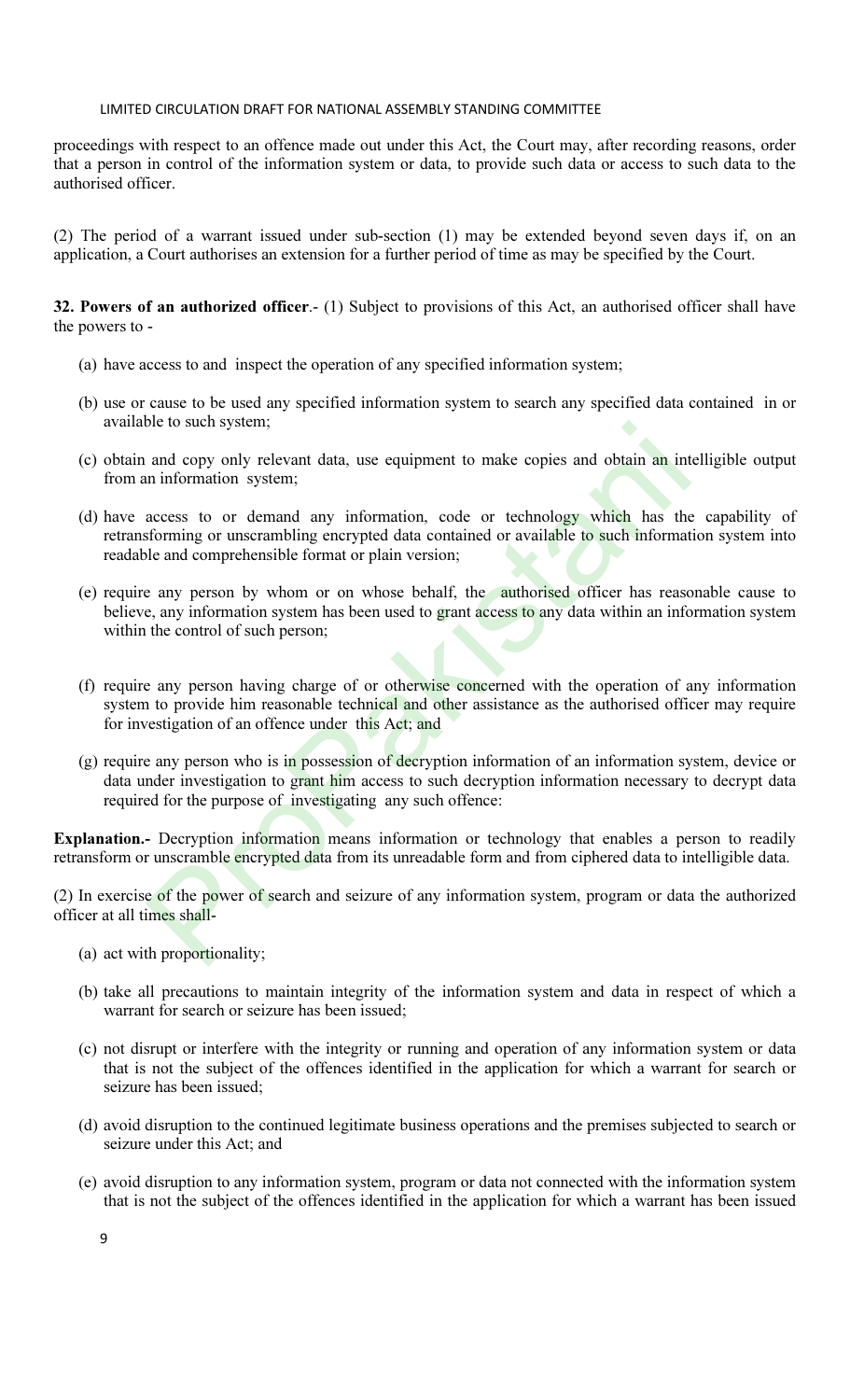proceedings with respect to an offence made out under this Act, the Court may, after recording reasons, order that a person in control of the information system or data, to provide such data or access to such data to the authorised officer.

(2) The period of a warrant issued under sub-section (1) may be extended beyond seven days if, on an application, a Court authorises an extension for a further period of time as may be specified by the Court.

**32. Powers of an authorized officer**.- (1) Subject to provisions of this Act, an authorised officer shall have the powers to -

(a) have access to and inspect the operation of any specified information system;

(b) use or cause to be used any specified information system to search any specified data contained in or available to such system;

(c) obtain and copy only relevant data, use equipment to make copies and obtain an intelligible output from an information system;

(d) have access to or demand any information, code or technology which has the capability of retransforming or unscrambling encrypted data contained or available to such information system into readable and comprehensible format or plain version;

(e) require any person by whom or on whose behalf, the authorised officer has reasonable cause to believe, any information system has been used to grant access to any data within an information system within the control of such person;

(f) require any person having charge of or otherwise concerned with the operation of any information system to provide him reasonable technical and other assistance as the authorised officer may require for investigation of an offence under this Act; and

(g) require any person who is in possession of decryption information of an information system, device or data under investigation to grant him access to such decryption information necessary to decrypt data required for the purpose of investigating any such offence:

**Explanation.-** Decryption information means information or technology that enables a person to readily retransform or unscramble encrypted data from its unreadable form and from ciphered data to intelligible data.

(2) In exercise of the power of search and seizure of any information system, program or data the authorized officer at all times shall-

(a) act with proportionality;

(b) take all precautions to maintain integrity of the information system and data in respect of which a warrant for search or seizure has been issued;

(c) not disrupt or interfere with the integrity or running and operation of any information system or data that is not the subject of the offences identified in the application for which a warrant for search or seizure has been issued;

(d) avoid disruption to the continued legitimate business operations and the premises subjected to search or seizure under this Act; and

(e) avoid disruption to any information system, program or data not connected with the information system that is not the subject of the offences identified in the application for which a warrant has been issued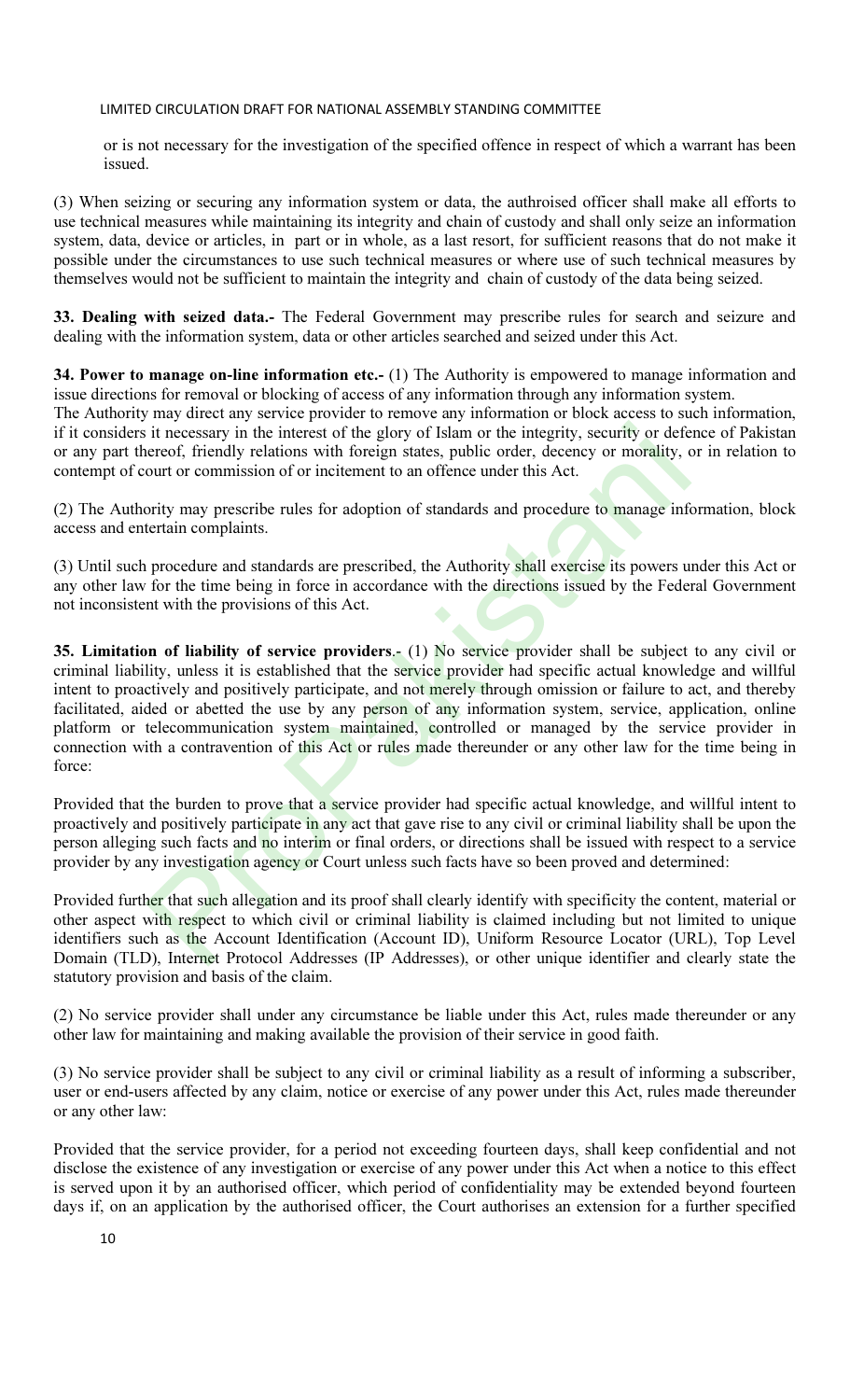or is not necessary for the investigation of the specified offence in respect of which a warrant has been issued.

(3) When seizing or securing any information system or data, the authroised officer shall make all efforts to use technical measures while maintaining its integrity and chain of custody and shall only seize an information system, data, device or articles, in part or in whole, as a last resort, for sufficient reasons that do not make it possible under the circumstances to use such technical measures or where use of such technical measures by themselves would not be sufficient to maintain the integrity and chain of custody of the data being seized.

**33. Dealing with seized data.-** The Federal Government may prescribe rules for search and seizure and dealing with the information system, data or other articles searched and seized under this Act.

**34. Power to manage on-line information etc.-** (1) The Authority is empowered to manage information and issue directions for removal or blocking of access of any information through any information system. The Authority may direct any service provider to remove any information or block access to such information, if it considers it necessary in the interest of the glory of Islam or the integrity, security or defence of Pakistan or any part thereof, friendly relations with foreign states, public order, decency or morality, or in relation to contempt of court or commission of or incitement to an offence under this Act.

(2) The Authority may prescribe rules for adoption of standards and procedure to manage information, block access and entertain complaints.

(3) Until such procedure and standards are prescribed, the Authority shall exercise its powers under this Act or any other law for the time being in force in accordance with the directions issued by the Federal Government not inconsistent with the provisions of this Act.

**35. Limitation of liability of service providers**.- (1) No service provider shall be subject to any civil or criminal liability, unless it is established that the service provider had specific actual knowledge and willful intent to proactively and positively participate, and not merely through omission or failure to act, and thereby facilitated, aided or abetted the use by any person of any information system, service, application, online platform or telecommunication system maintained, controlled or managed by the service provider in connection with a contravention of this Act or rules made thereunder or any other law for the time being in force:

Provided that the burden to prove that a service provider had specific actual knowledge, and willful intent to proactively and positively participate in any act that gave rise to any civil or criminal liability shall be upon the person alleging such facts and no interim or final orders, or directions shall be issued with respect to a service provider by any investigation agency or Court unless such facts have so been proved and determined:

Provided further that such allegation and its proof shall clearly identify with specificity the content, material or other aspect with respect to which civil or criminal liability is claimed including but not limited to unique identifiers such as the Account Identification (Account ID), Uniform Resource Locator (URL), Top Level Domain (TLD), Internet Protocol Addresses (IP Addresses), or other unique identifier and clearly state the statutory provision and basis of the claim.

(2) No service provider shall under any circumstance be liable under this Act, rules made thereunder or any other law for maintaining and making available the provision of their service in good faith.

(3) No service provider shall be subject to any civil or criminal liability as a result of informing a subscriber, user or end-users affected by any claim, notice or exercise of any power under this Act, rules made thereunder or any other law:

Provided that the service provider, for a period not exceeding fourteen days, shall keep confidential and not disclose the existence of any investigation or exercise of any power under this Act when a notice to this effect is served upon it by an authorised officer, which period of confidentiality may be extended beyond fourteen days if, on an application by the authorised officer, the Court authorises an extension for a further specified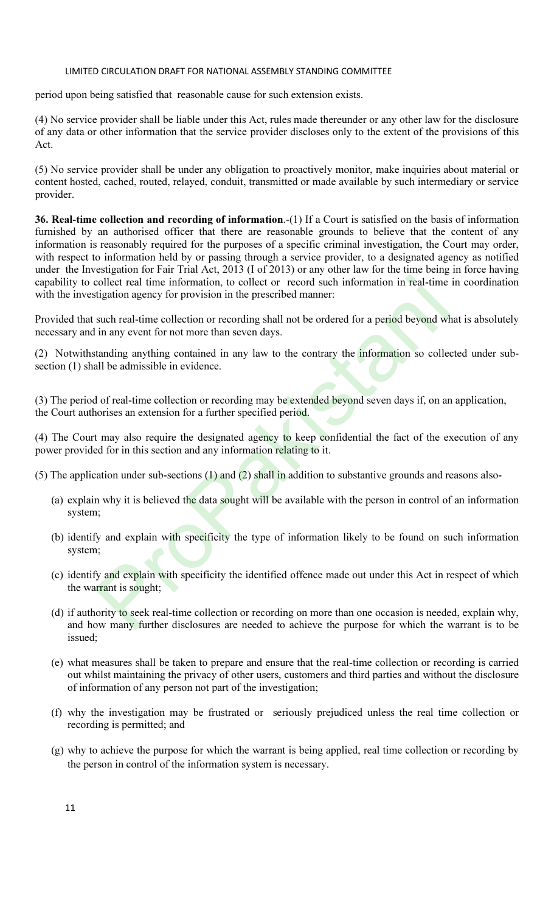period upon being satisfied that reasonable cause for such extension exists.

(4) No service provider shall be liable under this Act, rules made thereunder or any other law for the disclosure of any data or other information that the service provider discloses only to the extent of the provisions of this Act.

(5) No service provider shall be under any obligation to proactively monitor, make inquiries about material or content hosted, cached, routed, relayed, conduit, transmitted or made available by such intermediary or service provider.

**36. Real-time collection and recording of information**.-(1) If a Court is satisfied on the basis of information furnished by an authorised officer that there are reasonable grounds to believe that the content of any information is reasonably required for the purposes of a specific criminal investigation, the Court may order, with respect to information held by or passing through a service provider, to a designated agency as notified under the Investigation for Fair Trial Act, 2013 (I of 2013) or any other law for the time being in force having capability to collect real time information, to collect or record such information in real-time in coordination with the investigation agency for provision in the prescribed manner:

Provided that such real-time collection or recording shall not be ordered for a period beyond what is absolutely necessary and in any event for not more than seven days.

(2) Notwithstanding anything contained in any law to the contrary the information so collected under sub-section (1) shall be admissible in evidence.

(3) The period of real-time collection or recording may be extended beyond seven days if, on an application, the Court authorises an extension for a further specified period.

(4) The Court may also require the designated agency to keep confidential the fact of the execution of any power provided for in this section and any information relating to it.

(5) The application under sub-sections (1) and (2) shall in addition to substantive grounds and reasons also-

(a) explain why it is believed the data sought will be available with the person in control of an information system;

(b) identify and explain with specificity the type of information likely to be found on such information system;

(c) identify and explain with specificity the identified offence made out under this Act in respect of which the warrant is sought;

(d) if authority to seek real-time collection or recording on more than one occasion is needed, explain why, and how many further disclosures are needed to achieve the purpose for which the warrant is to be issued;

(e) what measures shall be taken to prepare and ensure that the real-time collection or recording is carried out whilst maintaining the privacy of other users, customers and third parties and without the disclosure of information of any person not part of the investigation;

(f) why the investigation may be frustrated or seriously prejudiced unless the real time collection or recording is permitted; and

(g) why to achieve the purpose for which the warrant is being applied, real time collection or recording by the person in control of the information system is necessary.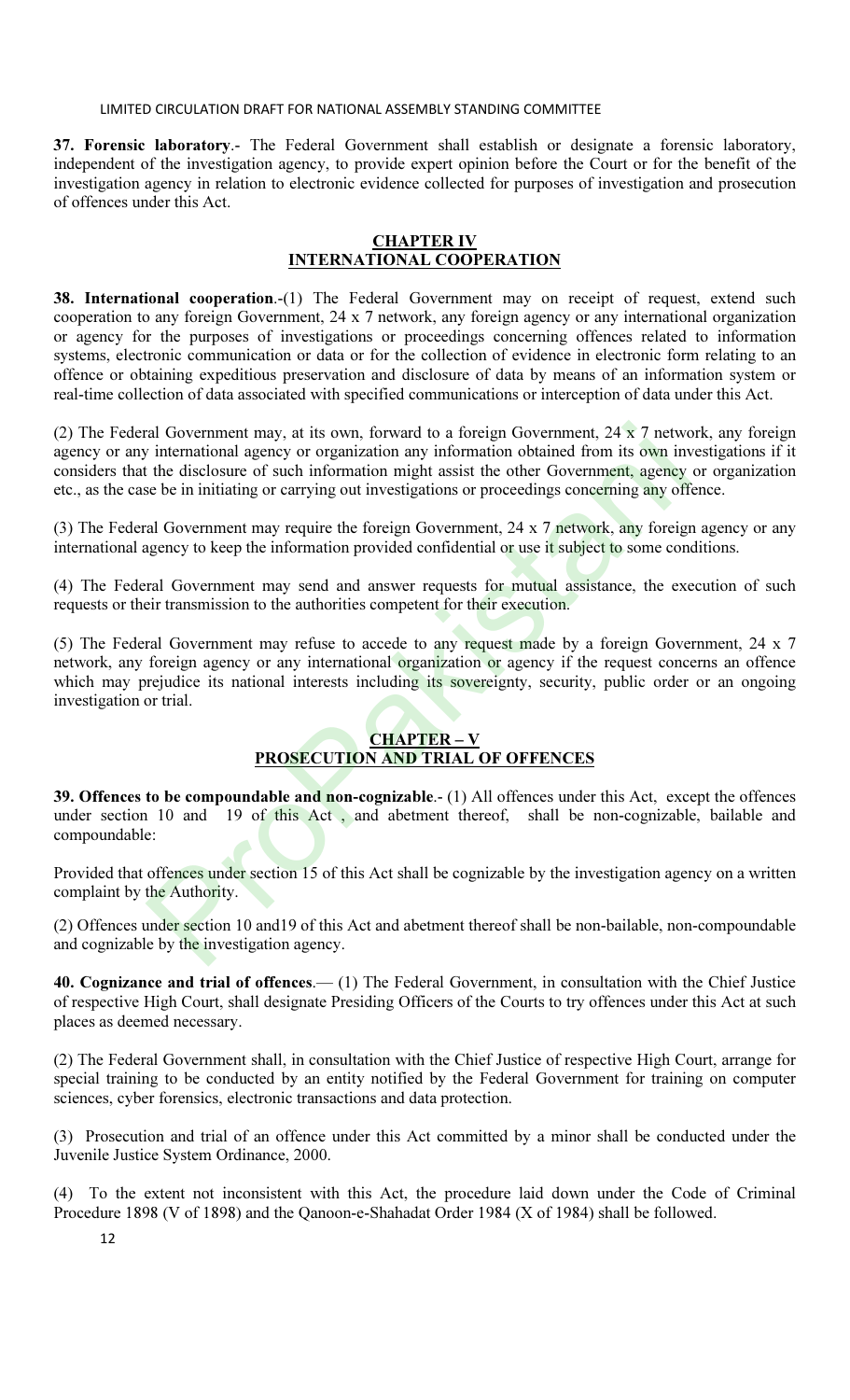**37. Forensic laboratory**.- The Federal Government shall establish or designate a forensic laboratory, independent of the investigation agency, to provide expert opinion before the Court or for the benefit of the investigation agency in relation to electronic evidence collected for purposes of investigation and prosecution of offences under this Act.

## CHAPTER IV
## INTERNATIONAL COOPERATION

**38. International cooperation**.-(1) The Federal Government may on receipt of request, extend such cooperation to any foreign Government, 24 x 7 network, any foreign agency or any international organization or agency for the purposes of investigations or proceedings concerning offences related to information systems, electronic communication or data or for the collection of evidence in electronic form relating to an offence or obtaining expeditious preservation and disclosure of data by means of an information system or real-time collection of data associated with specified communications or interception of data under this Act.

(2) The Federal Government may, at its own, forward to a foreign Government, 24 x 7 network, any foreign agency or any international agency or organization any information obtained from its own investigations if it considers that the disclosure of such information might assist the other Government, agency or organization etc., as the case be in initiating or carrying out investigations or proceedings concerning any offence.

(3) The Federal Government may require the foreign Government, 24 x 7 network, any foreign agency or any international agency to keep the information provided confidential or use it subject to some conditions.

(4) The Federal Government may send and answer requests for mutual assistance, the execution of such requests or their transmission to the authorities competent for their execution.

(5) The Federal Government may refuse to accede to any request made by a foreign Government, 24 x 7 network, any foreign agency or any international organization or agency if the request concerns an offence which may prejudice its national interests including its sovereignty, security, public order or an ongoing investigation or trial.

## CHAPTER – V
## PROSECUTION AND TRIAL OF OFFENCES

**39. Offences to be compoundable and non-cognizable**.- (1) All offences under this Act, except the offences under section 10 and 19 of this Act , and abetment thereof, shall be non-cognizable, bailable and compoundable:

Provided that offences under section 15 of this Act shall be cognizable by the investigation agency on a written complaint by the Authority.

(2) Offences under section 10 and19 of this Act and abetment thereof shall be non-bailable, non-compoundable and cognizable by the investigation agency.

**40. Cognizance and trial of offences**.— (1) The Federal Government, in consultation with the Chief Justice of respective High Court, shall designate Presiding Officers of the Courts to try offences under this Act at such places as deemed necessary.

(2) The Federal Government shall, in consultation with the Chief Justice of respective High Court, arrange for special training to be conducted by an entity notified by the Federal Government for training on computer sciences, cyber forensics, electronic transactions and data protection.

(3) Prosecution and trial of an offence under this Act committed by a minor shall be conducted under the Juvenile Justice System Ordinance, 2000.

(4) To the extent not inconsistent with this Act, the procedure laid down under the Code of Criminal Procedure 1898 (V of 1898) and the Qanoon-e-Shahadat Order 1984 (X of 1984) shall be followed.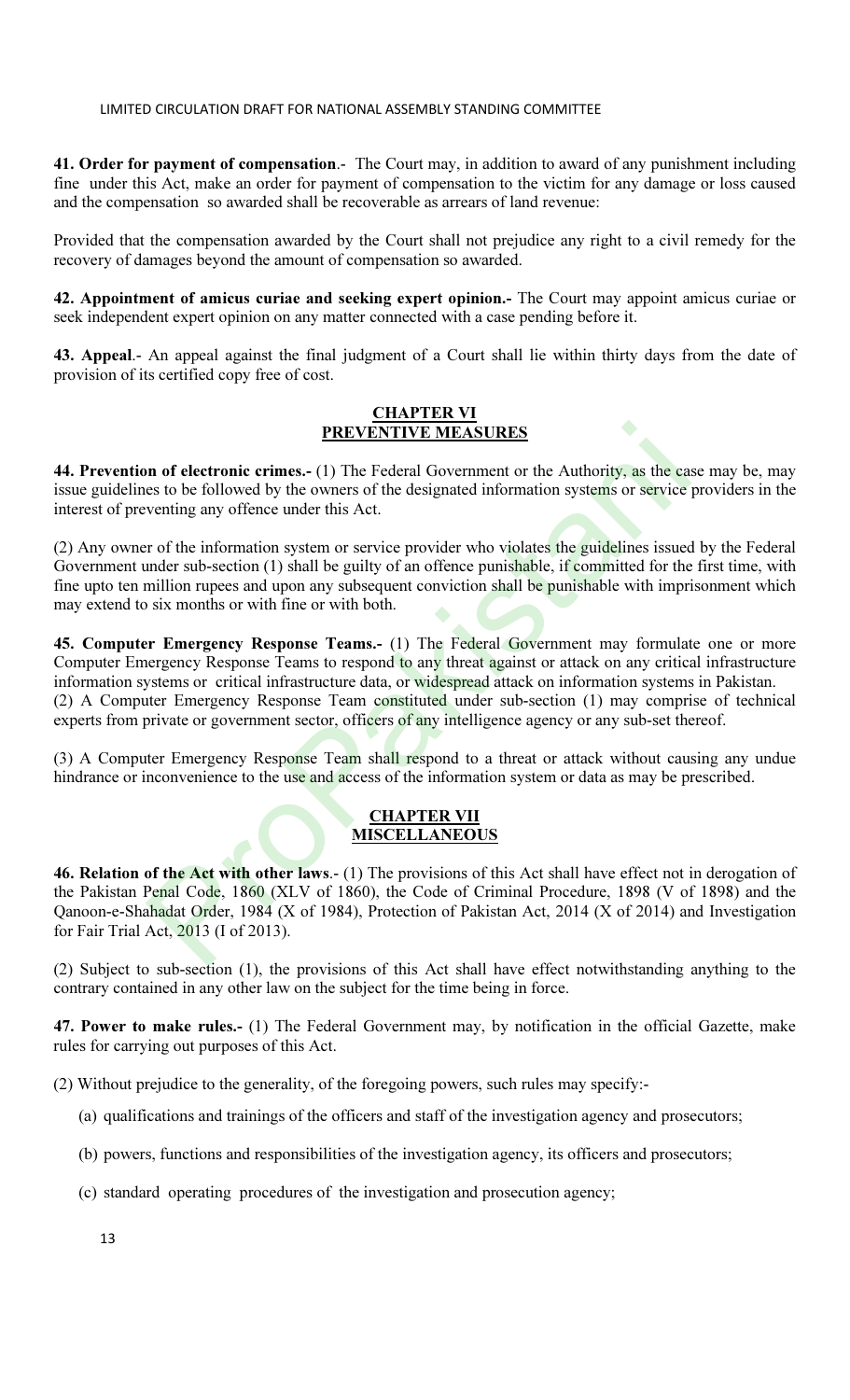**41. Order for payment of compensation**.- The Court may, in addition to award of any punishment including fine under this Act, make an order for payment of compensation to the victim for any damage or loss caused and the compensation so awarded shall be recoverable as arrears of land revenue:

Provided that the compensation awarded by the Court shall not prejudice any right to a civil remedy for the recovery of damages beyond the amount of compensation so awarded.

**42. Appointment of amicus curiae and seeking expert opinion.-** The Court may appoint amicus curiae or seek independent expert opinion on any matter connected with a case pending before it.

**43. Appeal**.- An appeal against the final judgment of a Court shall lie within thirty days from the date of provision of its certified copy free of cost.

## CHAPTER VI
## PREVENTIVE MEASURES

**44. Prevention of electronic crimes.-** (1) The Federal Government or the Authority, as the case may be, may issue guidelines to be followed by the owners of the designated information systems or service providers in the interest of preventing any offence under this Act.

(2) Any owner of the information system or service provider who violates the guidelines issued by the Federal Government under sub-section (1) shall be guilty of an offence punishable, if committed for the first time, with fine upto ten million rupees and upon any subsequent conviction shall be punishable with imprisonment which may extend to six months or with fine or with both.

**45. Computer Emergency Response Teams.-** (1) The Federal Government may formulate one or more Computer Emergency Response Teams to respond to any threat against or attack on any critical infrastructure information systems or critical infrastructure data, or widespread attack on information systems in Pakistan.

(2) A Computer Emergency Response Team constituted under sub-section (1) may comprise of technical experts from private or government sector, officers of any intelligence agency or any sub-set thereof.

(3) A Computer Emergency Response Team shall respond to a threat or attack without causing any undue hindrance or inconvenience to the use and access of the information system or data as may be prescribed.

## CHAPTER VII
## MISCELLANEOUS

**46. Relation of the Act with other laws**.- (1) The provisions of this Act shall have effect not in derogation of the Pakistan Penal Code, 1860 (XLV of 1860), the Code of Criminal Procedure, 1898 (V of 1898) and the Qanoon-e-Shahadat Order, 1984 (X of 1984), Protection of Pakistan Act, 2014 (X of 2014) and Investigation for Fair Trial Act, 2013 (I of 2013).

(2) Subject to sub-section (1), the provisions of this Act shall have effect notwithstanding anything to the contrary contained in any other law on the subject for the time being in force.

**47. Power to make rules.-** (1) The Federal Government may, by notification in the official Gazette, make rules for carrying out purposes of this Act.

(2) Without prejudice to the generality, of the foregoing powers, such rules may specify:-

(a) qualifications and trainings of the officers and staff of the investigation agency and prosecutors;

(b) powers, functions and responsibilities of the investigation agency, its officers and prosecutors;

(c) standard operating procedures of the investigation and prosecution agency;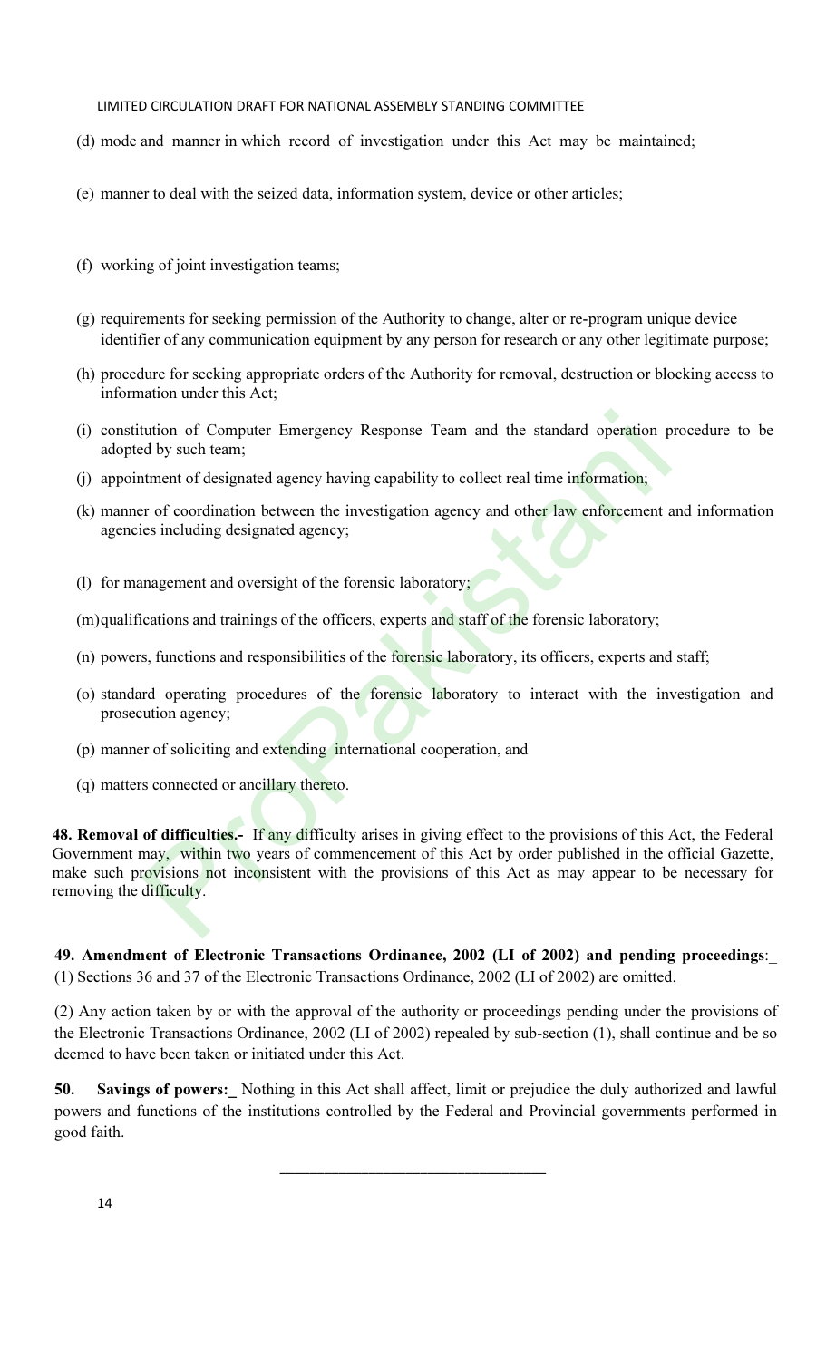(d) mode and manner in which record of investigation under this Act may be maintained;

(e) manner to deal with the seized data, information system, device or other articles;

(f) working of joint investigation teams;

(g) requirements for seeking permission of the Authority to change, alter or re-program unique device identifier of any communication equipment by any person for research or any other legitimate purpose;

(h) procedure for seeking appropriate orders of the Authority for removal, destruction or blocking access to information under this Act;

(i) constitution of Computer Emergency Response Team and the standard operation procedure to be adopted by such team;

(j) appointment of designated agency having capability to collect real time information;

(k) manner of coordination between the investigation agency and other law enforcement and information agencies including designated agency;

(l) for management and oversight of the forensic laboratory;

(m) qualifications and trainings of the officers, experts and staff of the forensic laboratory;

(n) powers, functions and responsibilities of the forensic laboratory, its officers, experts and staff;

(o) standard operating procedures of the forensic laboratory to interact with the investigation and prosecution agency;

(p) manner of soliciting and extending international cooperation, and

(q) matters connected or ancillary thereto.

**48. Removal of difficulties.-** If any difficulty arises in giving effect to the provisions of this Act, the Federal Government may, within two years of commencement of this Act by order published in the official Gazette, make such provisions not inconsistent with the provisions of this Act as may appear to be necessary for removing the difficulty.

**49. Amendment of Electronic Transactions Ordinance, 2002 (LI of 2002) and pending proceedings**:_ (1) Sections 36 and 37 of the Electronic Transactions Ordinance, 2002 (LI of 2002) are omitted.

(2) Any action taken by or with the approval of the authority or proceedings pending under the provisions of the Electronic Transactions Ordinance, 2002 (LI of 2002) repealed by sub-section (1), shall continue and be so deemed to have been taken or initiated under this Act.

**50. Savings of powers:_** Nothing in this Act shall affect, limit or prejudice the duly authorized and lawful powers and functions of the institutions controlled by the Federal and Provincial governments performed in good faith.

___________________________________